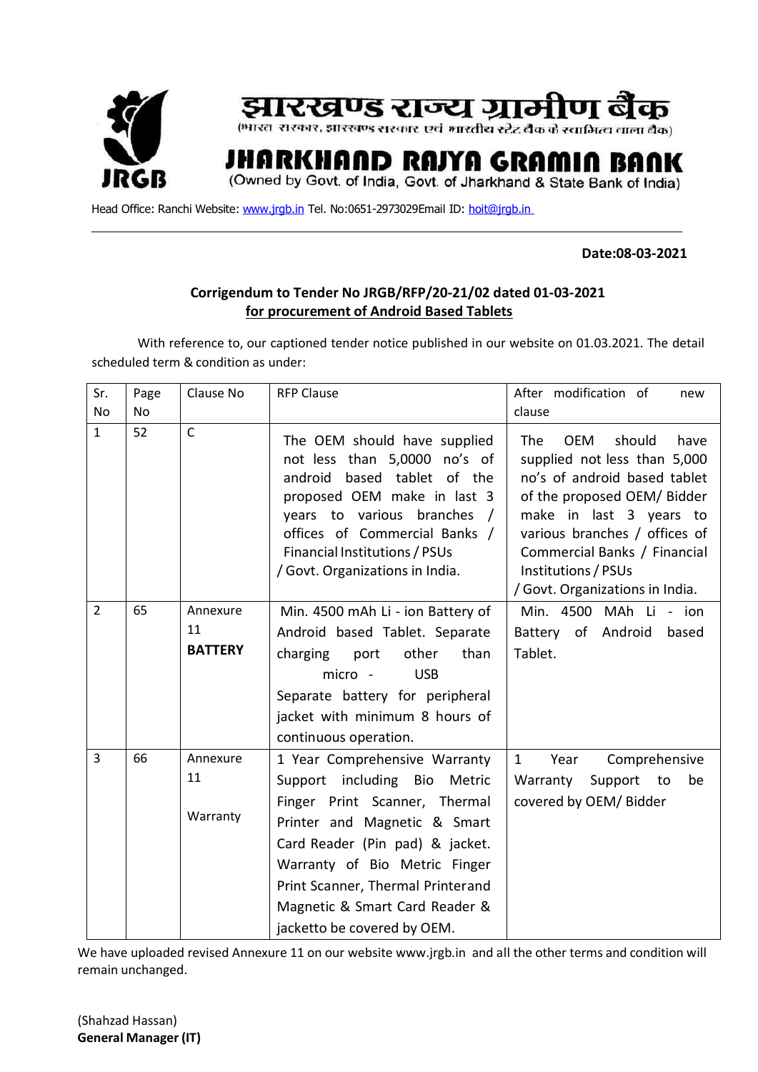# झारखण्ड राज्य ग्रामीण बैंक

(भारत सरकार, झारखण्ड सरकार एवं भारतीय स्टेट बैंक के स्वामित्व वाला बैंक)

# JHARKHAND RAJYA GRAMIN BANK

(Owned by Govt. of India, Govt. of Jharkhand & State Bank of India)

Head Office: Ranchi Website: www.jrgb.in Tel. No:0651-2973029Email ID: hoit@jrgb.in

**Date:08-03-2021**

**Corrigendum to Tender No JRGB/RFP/20-21/02 dated 01-03-2021**
**for procurement of Android Based Tablets**

With reference to, our captioned tender notice published in our website on 01.03.2021. The detail scheduled term & condition as under:

| Sr. No | Page No | Clause No | RFP Clause | After modification of new clause |
|---|---|---|---|---|
| 1 | 52 | C | The OEM should have supplied not less than 5,0000 no's of android based tablet of the proposed OEM make in last 3 years to various branches / offices of Commercial Banks / Financial Institutions / PSUs / Govt. Organizations in India. | The OEM should have supplied not less than 5,000 no's of android based tablet of the proposed OEM/ Bidder make in last 3 years to various branches / offices of Commercial Banks / Financial Institutions / PSUs / Govt. Organizations in India. |
| 2 | 65 | Annexure 11 **BATTERY** | Min. 4500 mAh Li - ion Battery of Android based Tablet. Separate charging port other than micro - USB Separate battery for peripheral jacket with minimum 8 hours of continuous operation. | Min. 4500 MAh Li - ion Battery of Android based Tablet. |
| 3 | 66 | Annexure 11 Warranty | 1 Year Comprehensive Warranty Support including Bio Metric Finger Print Scanner, Thermal Printer and Magnetic & Smart Card Reader (Pin pad) & jacket. Warranty of Bio Metric Finger Print Scanner, Thermal Printerand Magnetic & Smart Card Reader & jacketto be covered by OEM. | 1 Year Comprehensive Warranty Support to be covered by OEM/ Bidder |

We have uploaded revised Annexure 11 on our website www.jrgb.in and all the other terms and condition will remain unchanged.

(Shahzad Hassan)
**General Manager (IT)**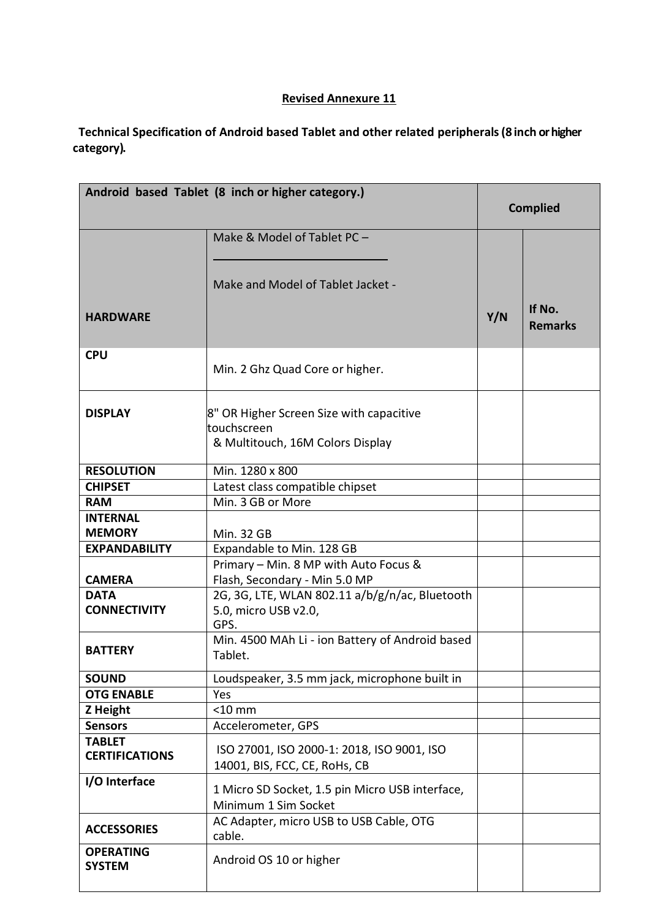**Revised Annexure 11**

**Technical Specification of Android based Tablet and other related peripherals (8 inch or higher category).**

| **Android based Tablet (8 inch or higher category.)** | | **Complied** | |
|---|---|---|---|
| **HARDWARE** | Make & Model of Tablet PC – ____________________ Make and Model of Tablet Jacket - | **Y/N** | **If No. Remarks** |
| **CPU** | Min. 2 Ghz Quad Core or higher. | | |
| **DISPLAY** | 8" OR Higher Screen Size with capacitive touchscreen & Multitouch, 16M Colors Display | | |
| **RESOLUTION** | Min. 1280 x 800 | | |
| **CHIPSET** | Latest class compatible chipset | | |
| **RAM** | Min. 3 GB or More | | |
| **INTERNAL MEMORY** | Min. 32 GB | | |
| **EXPANDABILITY** | Expandable to Min. 128 GB | | |
| **CAMERA** | Primary – Min. 8 MP with Auto Focus & Flash, Secondary - Min 5.0 MP | | |
| **DATA CONNECTIVITY** | 2G, 3G, LTE, WLAN 802.11 a/b/g/n/ac, Bluetooth 5.0, micro USB v2.0, GPS. | | |
| **BATTERY** | Min. 4500 MAh Li - ion Battery of Android based Tablet. | | |
| **SOUND** | Loudspeaker, 3.5 mm jack, microphone built in | | |
| **OTG ENABLE** | Yes | | |
| **Z Height** | <10 mm | | |
| **Sensors** | Accelerometer, GPS | | |
| **TABLET CERTIFICATIONS** | ISO 27001, ISO 2000-1: 2018, ISO 9001, ISO 14001, BIS, FCC, CE, RoHs, CB | | |
| **I/O Interface** | 1 Micro SD Socket, 1.5 pin Micro USB interface, Minimum 1 Sim Socket | | |
| **ACCESSORIES** | AC Adapter, micro USB to USB Cable, OTG cable. | | |
| **OPERATING SYSTEM** | Android OS 10 or higher | | |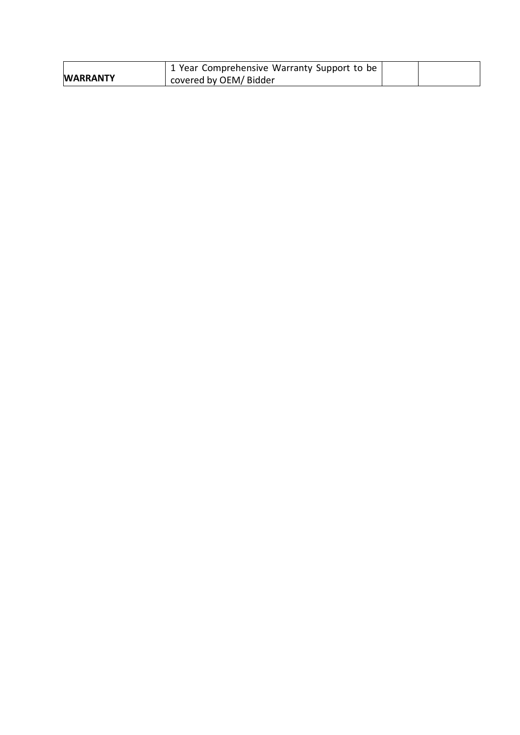| | | | |
|---|---|---|---|
| **WARRANTY** | 1 Year Comprehensive Warranty Support to be covered by OEM/ Bidder | | |